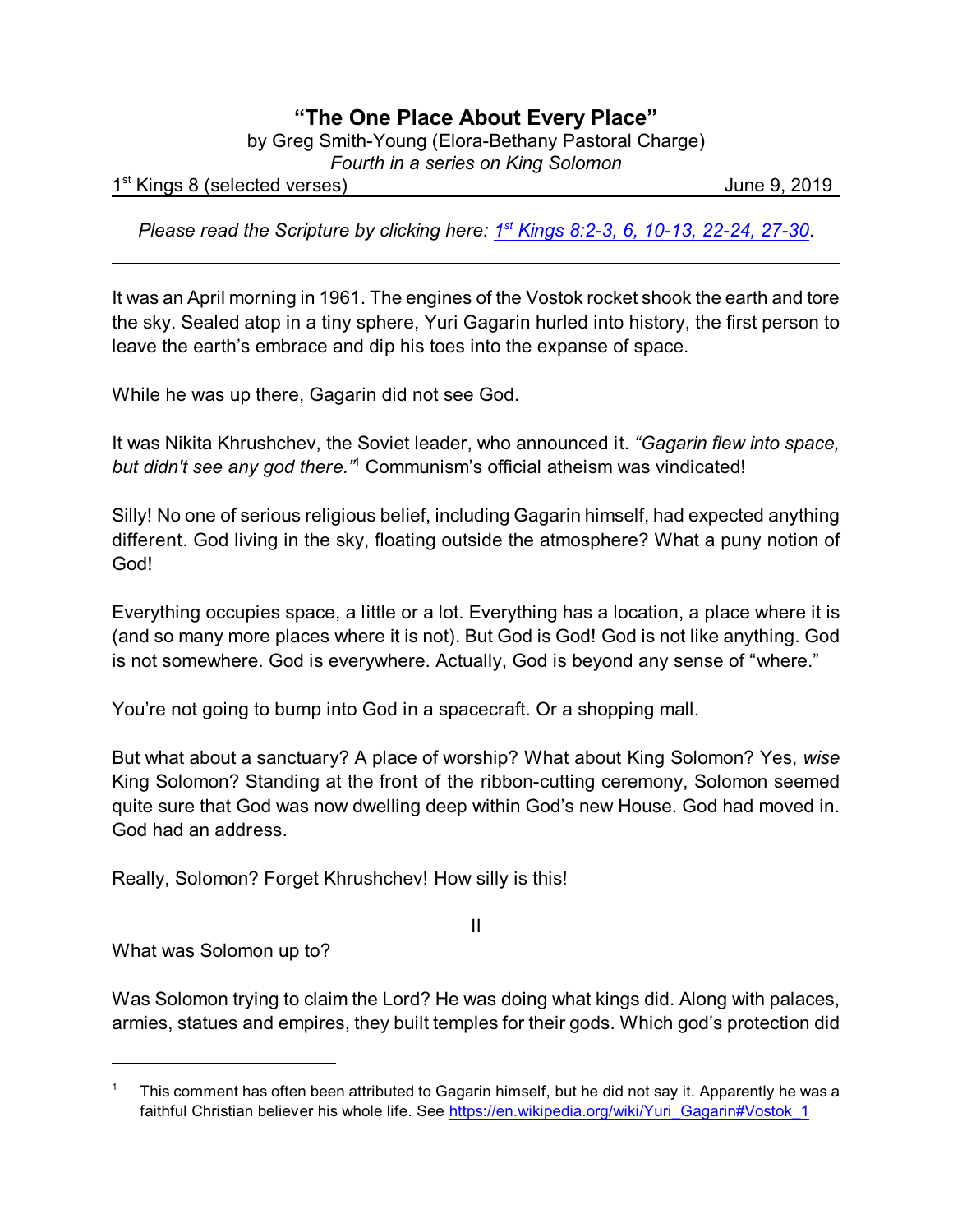# "The One Place About Every Place"

by Greg Smith-Young (Elora-Bethany Pastoral Charge)

*Fourth in a series on King Solomon*

1st Kings 8 (selected verses) June 9, 2019

*Please read the Scripture by clicking here: [1st Kings 8:2-3, 6, 10-13, 22-24, 27-30](#).*

---

It was an April morning in 1961. The engines of the Vostok rocket shook the earth and tore the sky. Sealed atop in a tiny sphere, Yuri Gagarin hurled into history, the first person to leave the earth's embrace and dip his toes into the expanse of space.

While he was up there, Gagarin did not see God.

It was Nikita Khrushchev, the Soviet leader, who announced it. *"Gagarin flew into space, but didn't see any god there."*[1] Communism's official atheism was vindicated!

Silly! No one of serious religious belief, including Gagarin himself, had expected anything different. God living in the sky, floating outside the atmosphere? What a puny notion of God!

Everything occupies space, a little or a lot. Everything has a location, a place where it is (and so many more places where it is not). But God is God! God is not like anything. God is not somewhere. God is everywhere. Actually, God is beyond any sense of "where."

You're not going to bump into God in a spacecraft. Or a shopping mall.

But what about a sanctuary? A place of worship? What about King Solomon? Yes, *wise* King Solomon? Standing at the front of the ribbon-cutting ceremony, Solomon seemed quite sure that God was now dwelling deep within God's new House. God had moved in. God had an address.

Really, Solomon? Forget Khrushchev! How silly is this!

II

What was Solomon up to?

Was Solomon trying to claim the Lord? He was doing what kings did. Along with palaces, armies, statues and empires, they built temples for their gods. Which god's protection did

---

[1] This comment has often been attributed to Gagarin himself, but he did not say it. Apparently he was a faithful Christian believer his whole life. See https://en.wikipedia.org/wiki/Yuri_Gagarin#Vostok_1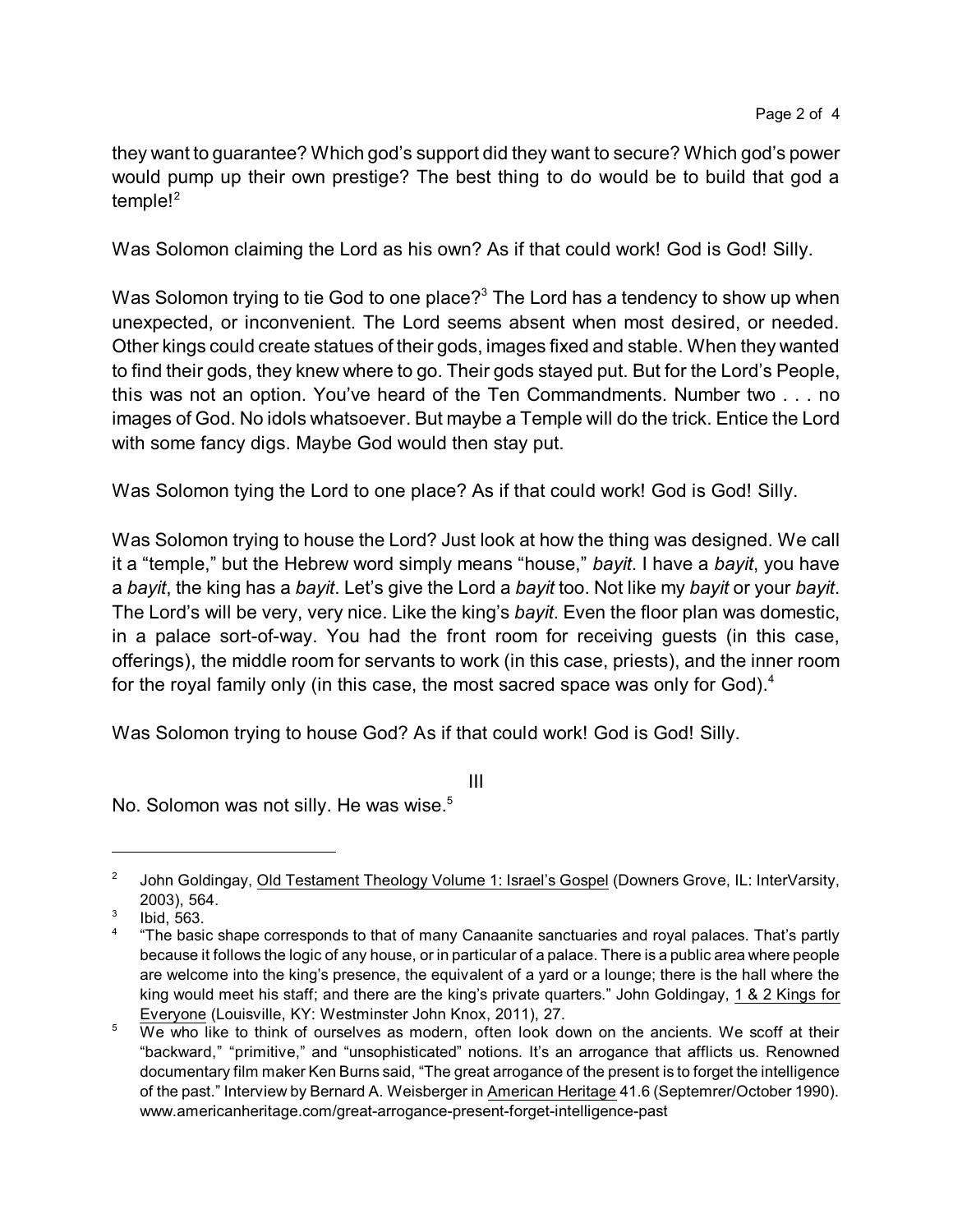they want to guarantee? Which god's support did they want to secure? Which god's power would pump up their own prestige? The best thing to do would be to build that god a temple![2]

Was Solomon claiming the Lord as his own? As if that could work! God is God! Silly.

Was Solomon trying to tie God to one place?[3] The Lord has a tendency to show up when unexpected, or inconvenient. The Lord seems absent when most desired, or needed. Other kings could create statues of their gods, images fixed and stable. When they wanted to find their gods, they knew where to go. Their gods stayed put. But for the Lord's People, this was not an option. You've heard of the Ten Commandments. Number two . . . no images of God. No idols whatsoever. But maybe a Temple will do the trick. Entice the Lord with some fancy digs. Maybe God would then stay put.

Was Solomon tying the Lord to one place? As if that could work! God is God! Silly.

Was Solomon trying to house the Lord? Just look at how the thing was designed. We call it a "temple," but the Hebrew word simply means "house," *bayit*. I have a *bayit*, you have a *bayit*, the king has a *bayit*. Let's give the Lord a *bayit* too. Not like my *bayit* or your *bayit*. The Lord's will be very, very nice. Like the king's *bayit*. Even the floor plan was domestic, in a palace sort-of-way. You had the front room for receiving guests (in this case, offerings), the middle room for servants to work (in this case, priests), and the inner room for the royal family only (in this case, the most sacred space was only for God).[4]

Was Solomon trying to house God? As if that could work! God is God! Silly.

III

No. Solomon was not silly. He was wise.[5]

---

[2] John Goldingay, Old Testament Theology Volume 1: Israel's Gospel (Downers Grove, IL: InterVarsity, 2003), 564.

[3] Ibid, 563.

[4] "The basic shape corresponds to that of many Canaanite sanctuaries and royal palaces. That's partly because it follows the logic of any house, or in particular of a palace. There is a public area where people are welcome into the king's presence, the equivalent of a yard or a lounge; there is the hall where the king would meet his staff; and there are the king's private quarters." John Goldingay, 1 & 2 Kings for Everyone (Louisville, KY: Westminster John Knox, 2011), 27.

[5] We who like to think of ourselves as modern, often look down on the ancients. We scoff at their "backward," "primitive," and "unsophisticated" notions. It's an arrogance that afflicts us. Renowned documentary film maker Ken Burns said, "The great arrogance of the present is to forget the intelligence of the past." Interview by Bernard A. Weisberger in American Heritage 41.6 (Septemrer/October 1990). www.americanheritage.com/great-arrogance-present-forget-intelligence-past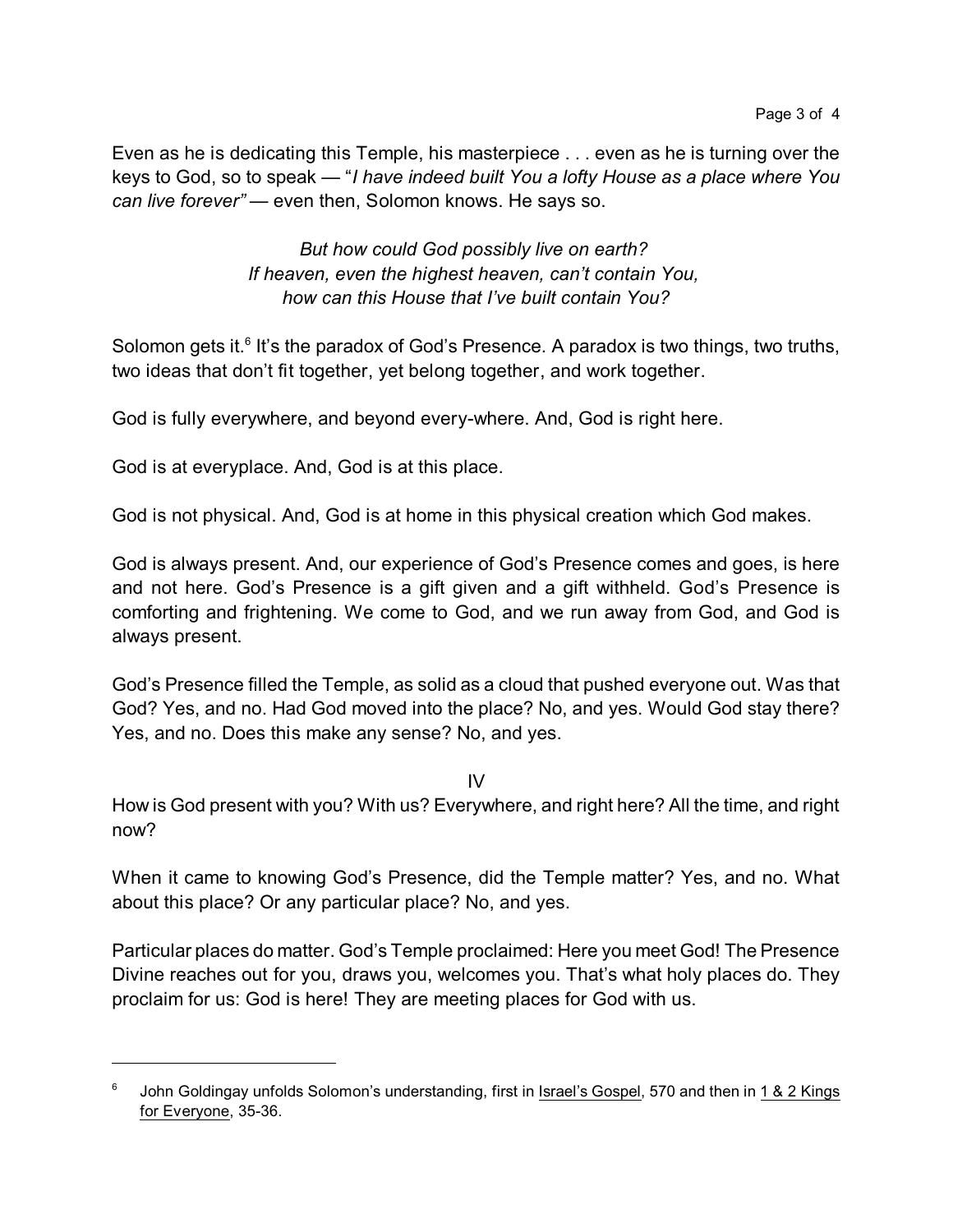Even as he is dedicating this Temple, his masterpiece . . . even as he is turning over the keys to God, so to speak — "*I have indeed built You a lofty House as a place where You can live forever"* — even then, Solomon knows. He says so.

*But how could God possibly live on earth?*
*If heaven, even the highest heaven, can't contain You,*
*how can this House that I've built contain You?*

Solomon gets it.[6] It's the paradox of God's Presence. A paradox is two things, two truths, two ideas that don't fit together, yet belong together, and work together.

God is fully everywhere, and beyond every-where. And, God is right here.

God is at everyplace. And, God is at this place.

God is not physical. And, God is at home in this physical creation which God makes.

God is always present. And, our experience of God's Presence comes and goes, is here and not here. God's Presence is a gift given and a gift withheld. God's Presence is comforting and frightening. We come to God, and we run away from God, and God is always present.

God's Presence filled the Temple, as solid as a cloud that pushed everyone out. Was that God? Yes, and no. Had God moved into the place? No, and yes. Would God stay there? Yes, and no. Does this make any sense? No, and yes.

## IV

How is God present with you? With us? Everywhere, and right here? All the time, and right now?

When it came to knowing God's Presence, did the Temple matter? Yes, and no. What about this place? Or any particular place? No, and yes.

Particular places do matter. God's Temple proclaimed: Here you meet God! The Presence Divine reaches out for you, draws you, welcomes you. That's what holy places do. They proclaim for us: God is here! They are meeting places for God with us.

---

[6] John Goldingay unfolds Solomon's understanding, first in Israel's Gospel, 570 and then in 1 & 2 Kings for Everyone, 35-36.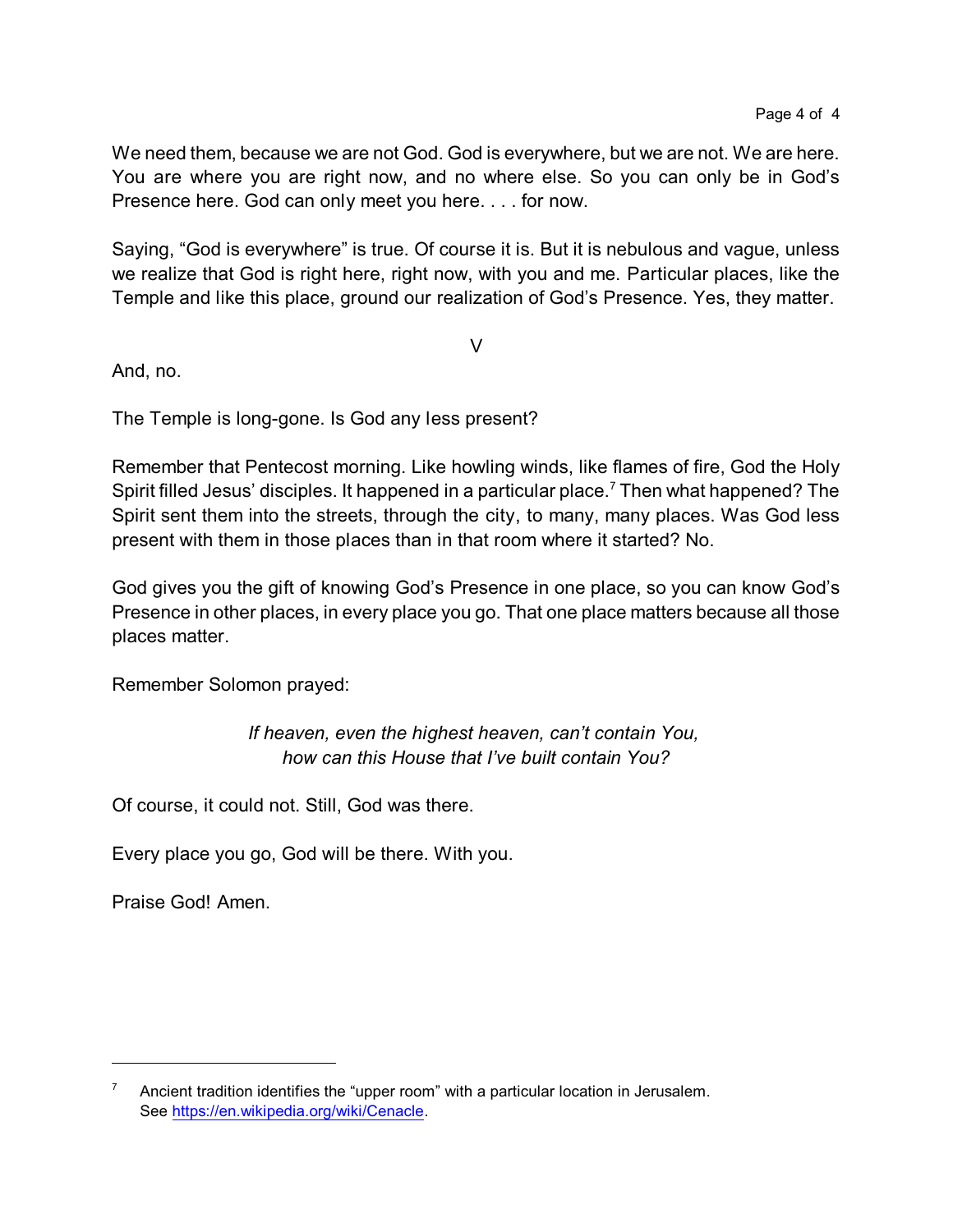We need them, because we are not God. God is everywhere, but we are not. We are here. You are where you are right now, and no where else. So you can only be in God's Presence here. God can only meet you here. . . . for now.

Saying, "God is everywhere" is true. Of course it is. But it is nebulous and vague, unless we realize that God is right here, right now, with you and me. Particular places, like the Temple and like this place, ground our realization of God's Presence. Yes, they matter.

## V

And, no.

The Temple is long-gone. Is God any less present?

Remember that Pentecost morning. Like howling winds, like flames of fire, God the Holy Spirit filled Jesus' disciples. It happened in a particular place.[7] Then what happened? The Spirit sent them into the streets, through the city, to many, many places. Was God less present with them in those places than in that room where it started? No.

God gives you the gift of knowing God's Presence in one place, so you can know God's Presence in other places, in every place you go. That one place matters because all those places matter.

Remember Solomon prayed:

> *If heaven, even the highest heaven, can't contain You,*
> *how can this House that I've built contain You?*

Of course, it could not. Still, God was there.

Every place you go, God will be there. With you.

Praise God! Amen.

---

[7] Ancient tradition identifies the "upper room" with a particular location in Jerusalem. See https://en.wikipedia.org/wiki/Cenacle.